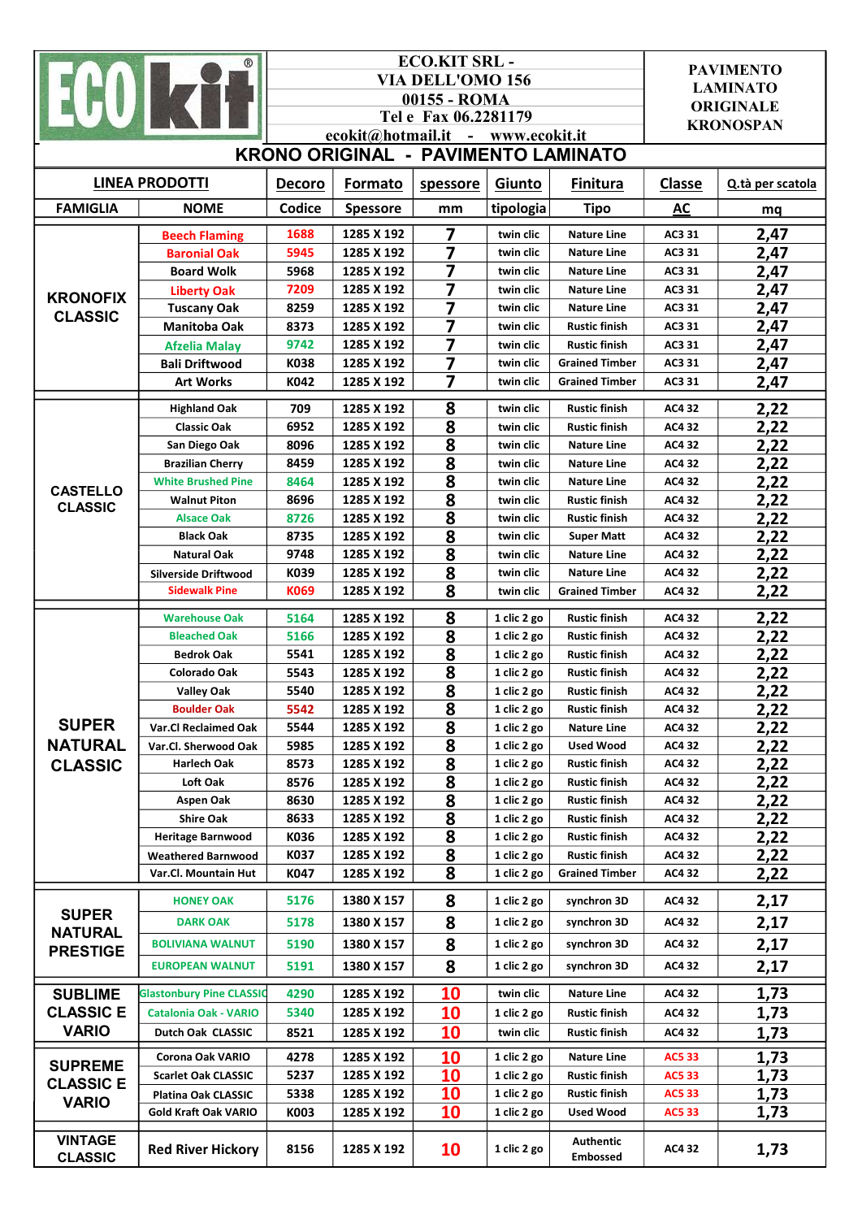ECO kit

**ECO.KIT SRL -**
**VIA DELL'OMO 156**
**00155 - ROMA**
**Tel e Fax 06.2281179**
**ecokit@hotmail.it - www.ecokit.it**

**PAVIMENTO LAMINATO ORIGINALE KRONOSPAN**

# KRONO ORIGINAL - PAVIMENTO LAMINATO

| LINEA PRODOTTI | | Decoro | Formato | spessore | Giunto | Finitura | Classe | Q.tà per scatola |
|---|---|---|---|---|---|---|---|---|
| FAMIGLIA | NOME | Codice | Spessore | mm | tipologia | Tipo | AC | mq |
| KRONOFIX CLASSIC | Beech Flaming | 1688 | 1285 X 192 | 7 | twin clic | Nature Line | AC3 31 | 2,47 |
| | Baronial Oak | 5945 | 1285 X 192 | 7 | twin clic | Nature Line | AC3 31 | 2,47 |
| | Board Wolk | 5968 | 1285 X 192 | 7 | twin clic | Nature Line | AC3 31 | 2,47 |
| | Liberty Oak | 7209 | 1285 X 192 | 7 | twin clic | Nature Line | AC3 31 | 2,47 |
| | Tuscany Oak | 8259 | 1285 X 192 | 7 | twin clic | Nature Line | AC3 31 | 2,47 |
| | Manitoba Oak | 8373 | 1285 X 192 | 7 | twin clic | Rustic finish | AC3 31 | 2,47 |
| | Afzelia Malay | 9742 | 1285 X 192 | 7 | twin clic | Rustic finish | AC3 31 | 2,47 |
| | Bali Driftwood | K038 | 1285 X 192 | 7 | twin clic | Grained Timber | AC3 31 | 2,47 |
| | Art Works | K042 | 1285 X 192 | 7 | twin clic | Grained Timber | AC3 31 | 2,47 |
| CASTELLO CLASSIC | Highland Oak | 709 | 1285 X 192 | 8 | twin clic | Rustic finish | AC4 32 | 2,22 |
| | Classic Oak | 6952 | 1285 X 192 | 8 | twin clic | Rustic finish | AC4 32 | 2,22 |
| | San Diego Oak | 8096 | 1285 X 192 | 8 | twin clic | Nature Line | AC4 32 | 2,22 |
| | Brazilian Cherry | 8459 | 1285 X 192 | 8 | twin clic | Nature Line | AC4 32 | 2,22 |
| | White Brushed Pine | 8464 | 1285 X 192 | 8 | twin clic | Nature Line | AC4 32 | 2,22 |
| | Walnut Piton | 8696 | 1285 X 192 | 8 | twin clic | Rustic finish | AC4 32 | 2,22 |
| | Alsace Oak | 8726 | 1285 X 192 | 8 | twin clic | Rustic finish | AC4 32 | 2,22 |
| | Black Oak | 8735 | 1285 X 192 | 8 | twin clic | Super Matt | AC4 32 | 2,22 |
| | Natural Oak | 9748 | 1285 X 192 | 8 | twin clic | Nature Line | AC4 32 | 2,22 |
| | Silverside Driftwood | K039 | 1285 X 192 | 8 | twin clic | Nature Line | AC4 32 | 2,22 |
| | Sidewalk Pine | K069 | 1285 X 192 | 8 | twin clic | Grained Timber | AC4 32 | 2,22 |
| SUPER NATURAL CLASSIC | Warehouse Oak | 5164 | 1285 X 192 | 8 | 1 clic 2 go | Rustic finish | AC4 32 | 2,22 |
| | Bleached Oak | 5166 | 1285 X 192 | 8 | 1 clic 2 go | Rustic finish | AC4 32 | 2,22 |
| | Bedrok Oak | 5541 | 1285 X 192 | 8 | 1 clic 2 go | Rustic finish | AC4 32 | 2,22 |
| | Colorado Oak | 5543 | 1285 X 192 | 8 | 1 clic 2 go | Rustic finish | AC4 32 | 2,22 |
| | Valley Oak | 5540 | 1285 X 192 | 8 | 1 clic 2 go | Rustic finish | AC4 32 | 2,22 |
| | Boulder Oak | 5542 | 1285 X 192 | 8 | 1 clic 2 go | Rustic finish | AC4 32 | 2,22 |
| | Var.Cl Reclaimed Oak | 5544 | 1285 X 192 | 8 | 1 clic 2 go | Nature Line | AC4 32 | 2,22 |
| | Var.Cl. Sherwood Oak | 5985 | 1285 X 192 | 8 | 1 clic 2 go | Used Wood | AC4 32 | 2,22 |
| | Harlech Oak | 8573 | 1285 X 192 | 8 | 1 clic 2 go | Rustic finish | AC4 32 | 2,22 |
| | Loft Oak | 8576 | 1285 X 192 | 8 | 1 clic 2 go | Rustic finish | AC4 32 | 2,22 |
| | Aspen Oak | 8630 | 1285 X 192 | 8 | 1 clic 2 go | Rustic finish | AC4 32 | 2,22 |
| | Shire Oak | 8633 | 1285 X 192 | 8 | 1 clic 2 go | Rustic finish | AC4 32 | 2,22 |
| | Heritage Barnwood | K036 | 1285 X 192 | 8 | 1 clic 2 go | Rustic finish | AC4 32 | 2,22 |
| | Weathered Barnwood | K037 | 1285 X 192 | 8 | 1 clic 2 go | Rustic finish | AC4 32 | 2,22 |
| | Var.Cl. Mountain Hut | K047 | 1285 X 192 | 8 | 1 clic 2 go | Grained Timber | AC4 32 | 2,22 |
| SUPER NATURAL PRESTIGE | HONEY OAK | 5176 | 1380 X 157 | 8 | 1 clic 2 go | synchron 3D | AC4 32 | 2,17 |
| | DARK OAK | 5178 | 1380 X 157 | 8 | 1 clic 2 go | synchron 3D | AC4 32 | 2,17 |
| | BOLIVIANA WALNUT | 5190 | 1380 X 157 | 8 | 1 clic 2 go | synchron 3D | AC4 32 | 2,17 |
| | EUROPEAN WALNUT | 5191 | 1380 X 157 | 8 | 1 clic 2 go | synchron 3D | AC4 32 | 2,17 |
| SUBLIME CLASSIC E VARIO | Glastonbury Pine CLASSIC | 4290 | 1285 X 192 | 10 | twin clic | Nature Line | AC4 32 | 1,73 |
| | Catalonia Oak - VARIO | 5340 | 1285 X 192 | 10 | 1 clic 2 go | Rustic finish | AC4 32 | 1,73 |
| | Dutch Oak CLASSIC | 8521 | 1285 X 192 | 10 | twin clic | Rustic finish | AC4 32 | 1,73 |
| SUPREME CLASSIC E VARIO | Corona Oak VARIO | 4278 | 1285 X 192 | 10 | 1 clic 2 go | Nature Line | AC5 33 | 1,73 |
| | Scarlet Oak CLASSIC | 5237 | 1285 X 192 | 10 | 1 clic 2 go | Rustic finish | AC5 33 | 1,73 |
| | Platina Oak CLASSIC | 5338 | 1285 X 192 | 10 | 1 clic 2 go | Rustic finish | AC5 33 | 1,73 |
| | Gold Kraft Oak VARIO | K003 | 1285 X 192 | 10 | 1 clic 2 go | Used Wood | AC5 33 | 1,73 |
| VINTAGE CLASSIC | Red River Hickory | 8156 | 1285 X 192 | 10 | 1 clic 2 go | Authentic Embossed | AC4 32 | 1,73 |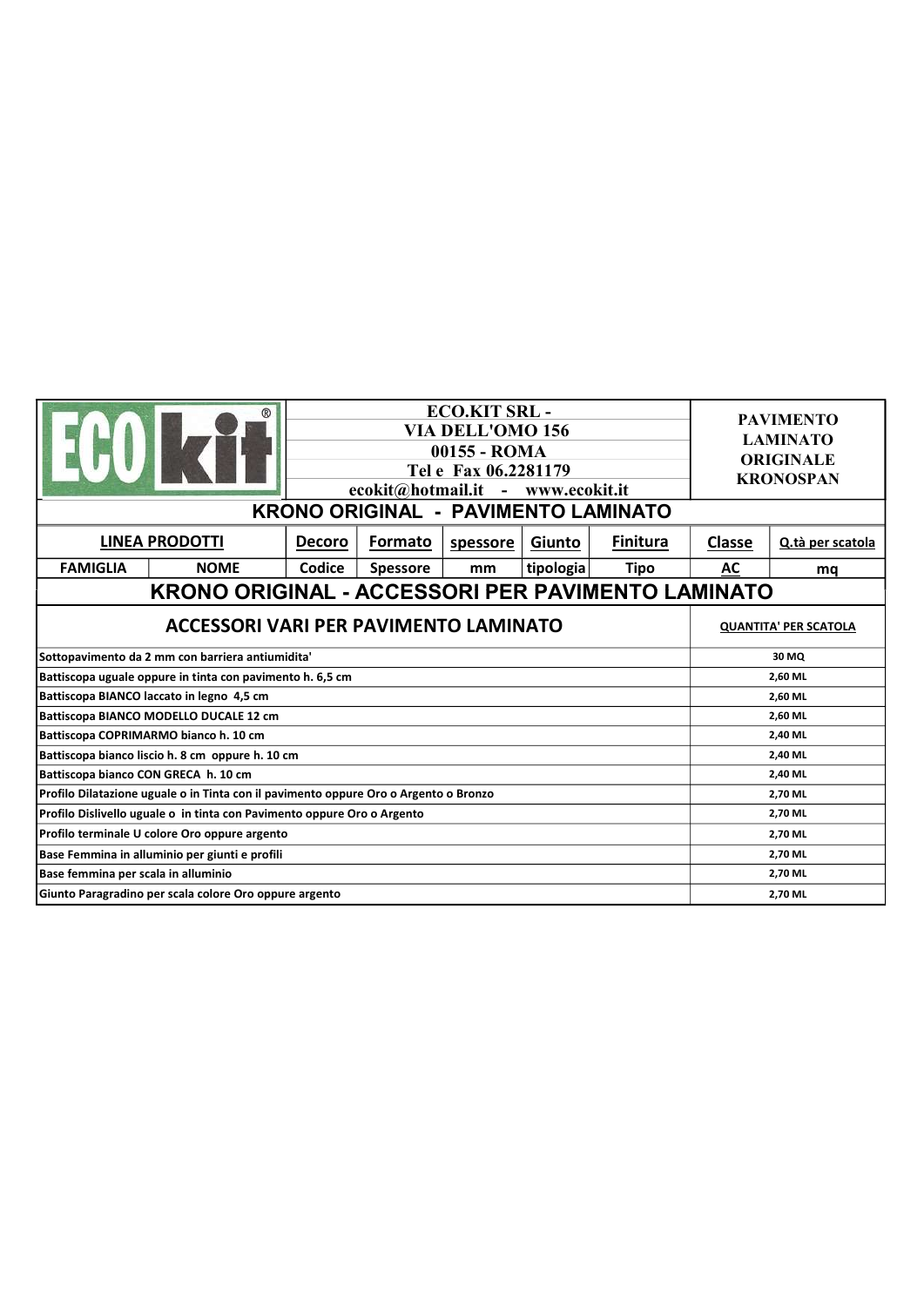| ECO kit | ECO.KIT SRL - VIA DELL'OMO 156 00155 - ROMA Tel e Fax 06.2281179 ecokit@hotmail.it - www.ecokit.it | PAVIMENTO LAMINATO ORIGINALE KRONOSPAN |
|---|---|---|

## KRONO ORIGINAL - PAVIMENTO LAMINATO

| LINEA PRODOTTI | | Decoro | Formato | spessore | Giunto | Finitura | Classe | Q.tà per scatola |
|---|---|---|---|---|---|---|---|---|
| FAMIGLIA | NOME | Codice | Spessore | mm | tipologia | Tipo | AC | mq |

## KRONO ORIGINAL - ACCESSORI PER PAVIMENTO LAMINATO

| ACCESSORI VARI PER PAVIMENTO LAMINATO | QUANTITA' PER SCATOLA |
|---|---|
| Sottopavimento da 2 mm con barriera antiumidita' | 30 MQ |
| Battiscopa uguale oppure in tinta con pavimento h. 6,5 cm | 2,60 ML |
| Battiscopa BIANCO laccato in legno 4,5 cm | 2,60 ML |
| Battiscopa BIANCO MODELLO DUCALE 12 cm | 2,60 ML |
| Battiscopa COPRIMARMO bianco h. 10 cm | 2,40 ML |
| Battiscopa bianco liscio h. 8 cm oppure h. 10 cm | 2,40 ML |
| Battiscopa bianco CON GRECA h. 10 cm | 2,40 ML |
| Profilo Dilatazione uguale o in Tinta con il pavimento oppure Oro o Argento o Bronzo | 2,70 ML |
| Profilo Dislivello uguale o in tinta con Pavimento oppure Oro o Argento | 2,70 ML |
| Profilo terminale U colore Oro oppure argento | 2,70 ML |
| Base Femmina in alluminio per giunti e profili | 2,70 ML |
| Base femmina per scala in alluminio | 2,70 ML |
| Giunto Paragradino per scala colore Oro oppure argento | 2,70 ML |